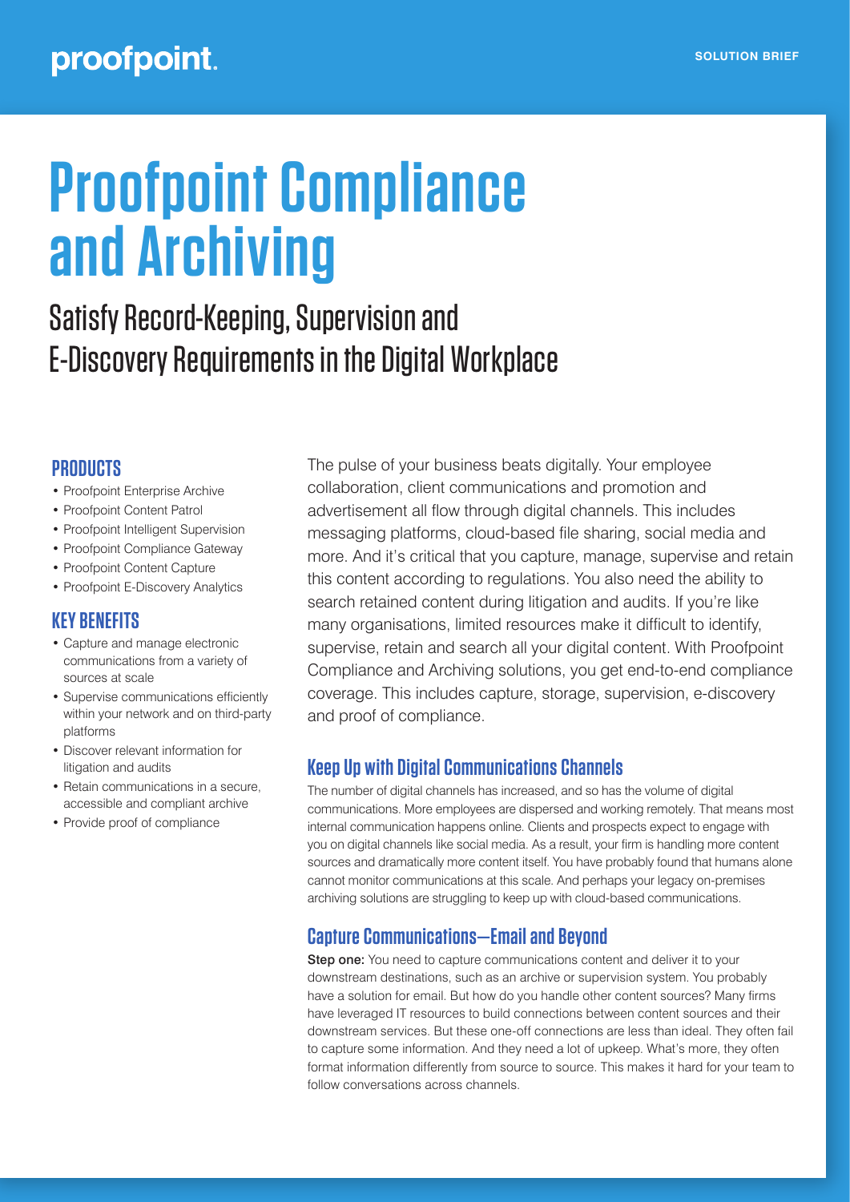# Proofpoint Compliance and Archiving

## Satisfy Record-Keeping, Supervision and E-Discovery Requirements in the Digital Workplace

### PRODUCTS

- Proofpoint Enterprise Archive
- Proofpoint Content Patrol
- Proofpoint Intelligent Supervision
- Proofpoint Compliance Gateway
- Proofpoint Content Capture
- Proofpoint E-Discovery Analytics

### KEY BENEFITS

- Capture and manage electronic communications from a variety of sources at scale
- Supervise communications efficiently within your network and on third-party platforms
- Discover relevant information for litigation and audits
- Retain communications in a secure, accessible and compliant archive
- Provide proof of compliance

The pulse of your business beats digitally. Your employee collaboration, client communications and promotion and advertisement all flow through digital channels. This includes messaging platforms, cloud-based file sharing, social media and more. And it's critical that you capture, manage, supervise and retain this content according to regulations. You also need the ability to search retained content during litigation and audits. If you're like many organisations, limited resources make it difficult to identify, supervise, retain and search all your digital content. With Proofpoint Compliance and Archiving solutions, you get end-to-end compliance coverage. This includes capture, storage, supervision, e-discovery and proof of compliance.

### Keep Up with Digital Communications Channels

The number of digital channels has increased, and so has the volume of digital communications. More employees are dispersed and working remotely. That means most internal communication happens online. Clients and prospects expect to engage with you on digital channels like social media. As a result, your firm is handling more content sources and dramatically more content itself. You have probably found that humans alone cannot monitor communications at this scale. And perhaps your legacy on-premises archiving solutions are struggling to keep up with cloud-based communications.

### Capture Communications—Email and Beyond

**Step one:** You need to capture communications content and deliver it to your downstream destinations, such as an archive or supervision system. You probably have a solution for email. But how do you handle other content sources? Many firms have leveraged IT resources to build connections between content sources and their downstream services. But these one-off connections are less than ideal. They often fail to capture some information. And they need a lot of upkeep. What's more, they often format information differently from source to source. This makes it hard for your team to follow conversations across channels.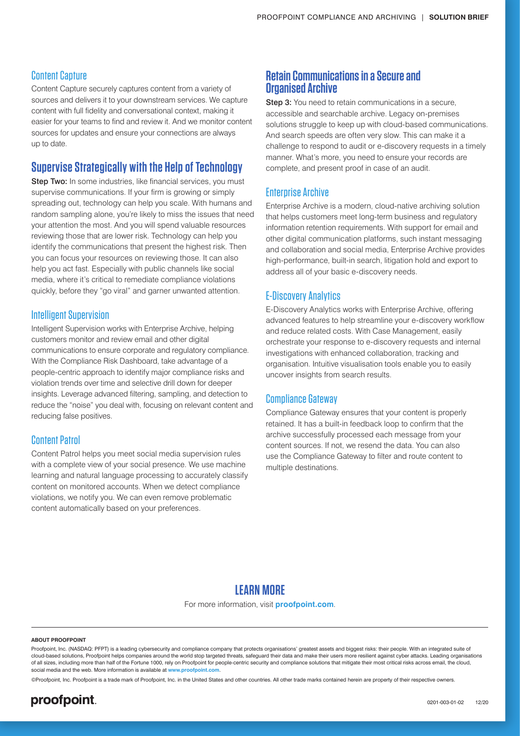### Content Capture

Content Capture securely captures content from a variety of sources and delivers it to your downstream services. We capture content with full fidelity and conversational context, making it easier for your teams to find and review it. And we monitor content sources for updates and ensure your connections are always up to date.

## Supervise Strategically with the Help of Technology

**Step Two:** In some industries, like financial services, you must supervise communications. If your firm is growing or simply spreading out, technology can help you scale. With humans and random sampling alone, you're likely to miss the issues that need your attention the most. And you will spend valuable resources reviewing those that are lower risk. Technology can help you identify the communications that present the highest risk. Then you can focus your resources on reviewing those. It can also help you act fast. Especially with public channels like social media, where it's critical to remediate compliance violations quickly, before they "go viral" and garner unwanted attention.

### Intelligent Supervision

Intelligent Supervision works with Enterprise Archive, helping customers monitor and review email and other digital communications to ensure corporate and regulatory compliance. With the Compliance Risk Dashboard, take advantage of a people-centric approach to identify major compliance risks and violation trends over time and selective drill down for deeper insights. Leverage advanced filtering, sampling, and detection to reduce the "noise" you deal with, focusing on relevant content and reducing false positives.

### Content Patrol

Content Patrol helps you meet social media supervision rules with a complete view of your social presence. We use machine learning and natural language processing to accurately classify content on monitored accounts. When we detect compliance violations, we notify you. We can even remove problematic content automatically based on your preferences.

## Retain Communications in a Secure and Organised Archive

**Step 3:** You need to retain communications in a secure, accessible and searchable archive. Legacy on-premises solutions struggle to keep up with cloud-based communications. And search speeds are often very slow. This can make it a challenge to respond to audit or e-discovery requests in a timely manner. What's more, you need to ensure your records are complete, and present proof in case of an audit.

### Enterprise Archive

Enterprise Archive is a modern, cloud-native archiving solution that helps customers meet long-term business and regulatory information retention requirements. With support for email and other digital communication platforms, such instant messaging and collaboration and social media, Enterprise Archive provides high-performance, built-in search, litigation hold and export to address all of your basic e-discovery needs.

### E-Discovery Analytics

E-Discovery Analytics works with Enterprise Archive, offering advanced features to help streamline your e-discovery workflow and reduce related costs. With Case Management, easily orchestrate your response to e-discovery requests and internal investigations with enhanced collaboration, tracking and organisation. Intuitive visualisation tools enable you to easily uncover insights from search results.

### Compliance Gateway

Compliance Gateway ensures that your content is properly retained. It has a built-in feedback loop to confirm that the archive successfully processed each message from your content sources. If not, we resend the data. You can also use the Compliance Gateway to filter and route content to multiple destinations.

## LEARN MORE

For more information, visit **proofpoint.com**.

---

**ABOUT PROOFPOINT**

Proofpoint, Inc. (NASDAQ: PFPT) is a leading cybersecurity and compliance company that protects organisations' greatest assets and biggest risks: their people. With an integrated suite of cloud-based solutions, Proofpoint helps companies around the world stop targeted threats, safeguard their data and make their users more resilient against cyber attacks. Leading organisations of all sizes, including more than half of the Fortune 1000, rely on Proofpoint for people-centric security and compliance solutions that mitigate their most critical risks across email, the cloud, social media and the web. More information is available at **www.proofpoint.com**.

©Proofpoint, Inc. Proofpoint is a trade mark of Proofpoint, Inc. in the United States and other countries. All other trade marks contained herein are property of their respective owners.

proofpoint.

0201-003-01-02 12/20